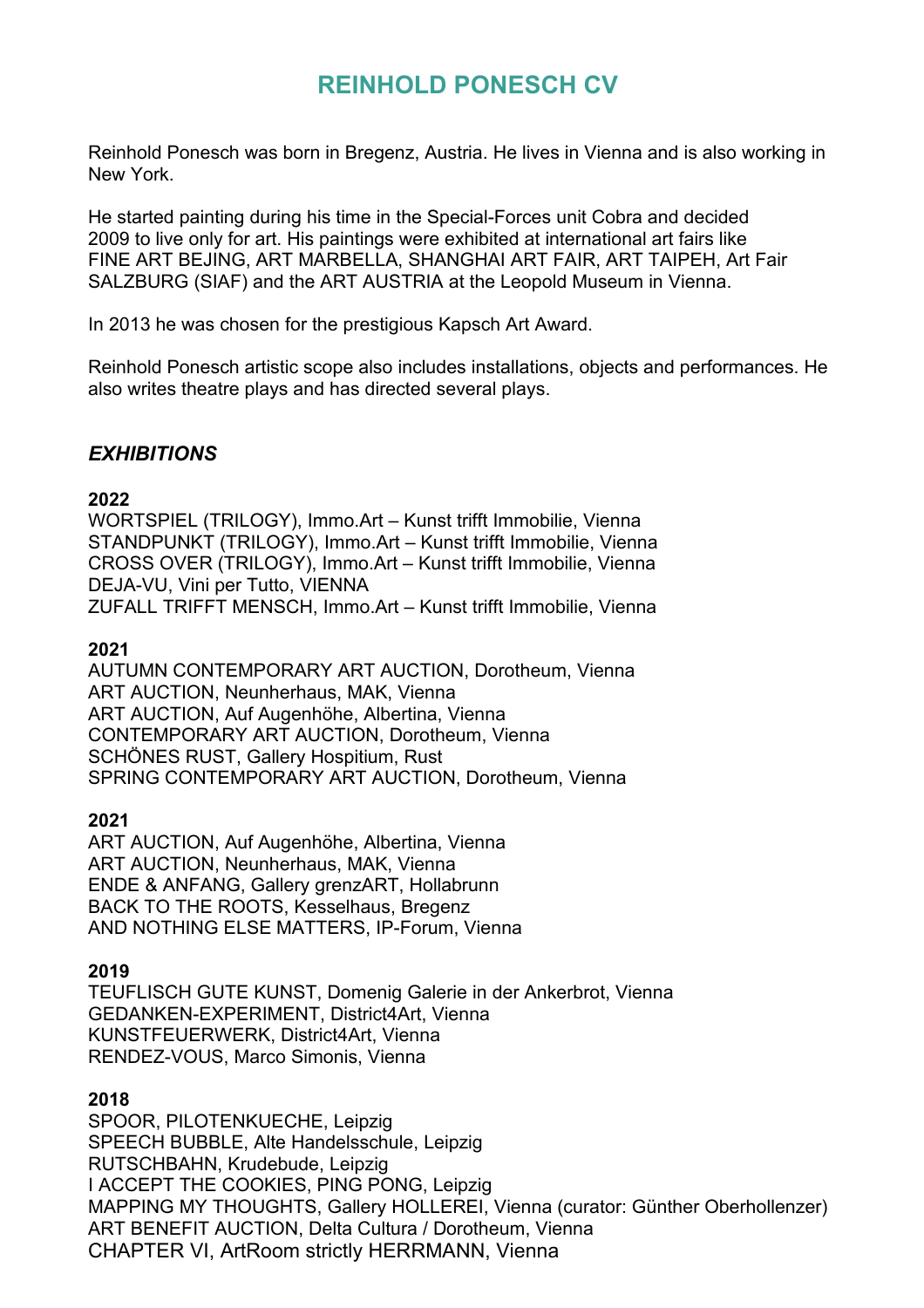# REINHOLD PONESCH CV

Reinhold Ponesch was born in Bregenz, Austria. He lives in Vienna and is also working in New York.

He started painting during his time in the Special-Forces unit Cobra and decided 2009 to live only for art. His paintings were exhibited at international art fairs like FINE ART BEJING, ART MARBELLA, SHANGHAI ART FAIR, ART TAIPEH, Art Fair SALZBURG (SIAF) and the ART AUSTRIA at the Leopold Museum in Vienna.

In 2013 he was chosen for the prestigious Kapsch Art Award.

Reinhold Ponesch artistic scope also includes installations, objects and performances. He also writes theatre plays and has directed several plays.

## *EXHIBITIONS*

**2022**
WORTSPIEL (TRILOGY), Immo.Art – Kunst trifft Immobilie, Vienna
STANDPUNKT (TRILOGY), Immo.Art – Kunst trifft Immobilie, Vienna
CROSS OVER (TRILOGY), Immo.Art – Kunst trifft Immobilie, Vienna
DEJA-VU, Vini per Tutto, VIENNA
ZUFALL TRIFFT MENSCH, Immo.Art – Kunst trifft Immobilie, Vienna

**2021**
AUTUMN CONTEMPORARY ART AUCTION, Dorotheum, Vienna
ART AUCTION, Neunherhaus, MAK, Vienna
ART AUCTION, Auf Augenhöhe, Albertina, Vienna
CONTEMPORARY ART AUCTION, Dorotheum, Vienna
SCHÖNES RUST, Gallery Hospitium, Rust
SPRING CONTEMPORARY ART AUCTION, Dorotheum, Vienna

**2021**
ART AUCTION, Auf Augenhöhe, Albertina, Vienna
ART AUCTION, Neunherhaus, MAK, Vienna
ENDE & ANFANG, Gallery grenzART, Hollabrunn
BACK TO THE ROOTS, Kesselhaus, Bregenz
AND NOTHING ELSE MATTERS, IP-Forum, Vienna

**2019**
TEUFLISCH GUTE KUNST, Domenig Galerie in der Ankerbrot, Vienna
GEDANKEN-EXPERIMENT, District4Art, Vienna
KUNSTFEUERWERK, District4Art, Vienna
RENDEZ-VOUS, Marco Simonis, Vienna

**2018**
SPOOR, PILOTENKUECHE, Leipzig
SPEECH BUBBLE, Alte Handelsschule, Leipzig
RUTSCHBAHN, Krudebude, Leipzig
I ACCEPT THE COOKIES, PING PONG, Leipzig
MAPPING MY THOUGHTS, Gallery HOLLEREI, Vienna (curator: Günther Oberhollenzer)
ART BENEFIT AUCTION, Delta Cultura / Dorotheum, Vienna
CHAPTER VI, ArtRoom strictly HERRMANN, Vienna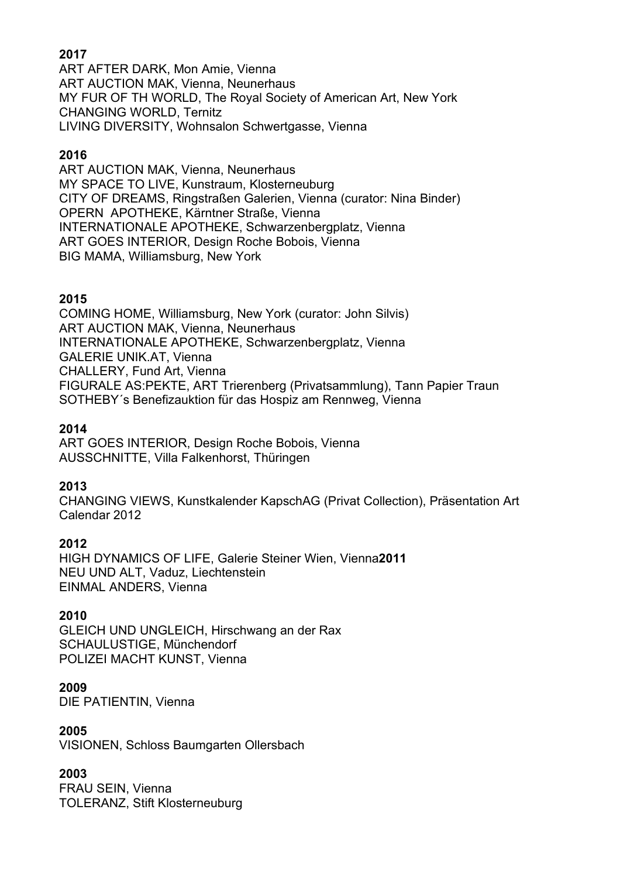**2017**
ART AFTER DARK, Mon Amie, Vienna
ART AUCTION MAK, Vienna, Neunerhaus
MY FUR OF TH WORLD, The Royal Society of American Art, New York
CHANGING WORLD, Ternitz
LIVING DIVERSITY, Wohnsalon Schwertgasse, Vienna

**2016**
ART AUCTION MAK, Vienna, Neunerhaus
MY SPACE TO LIVE, Kunstraum, Klosterneuburg
CITY OF DREAMS, Ringstraßen Galerien, Vienna (curator: Nina Binder)
OPERN APOTHEKE, Kärntner Straße, Vienna
INTERNATIONALE APOTHEKE, Schwarzenbergplatz, Vienna
ART GOES INTERIOR, Design Roche Bobois, Vienna
BIG MAMA, Williamsburg, New York

**2015**
COMING HOME, Williamsburg, New York (curator: John Silvis)
ART AUCTION MAK, Vienna, Neunerhaus
INTERNATIONALE APOTHEKE, Schwarzenbergplatz, Vienna
GALERIE UNIK.AT, Vienna
CHALLERY, Fund Art, Vienna
FIGURALE AS:PEKTE, ART Trierenberg (Privatsammlung), Tann Papier Traun
SOTHEBY´s Benefizauktion für das Hospiz am Rennweg, Vienna

**2014**
ART GOES INTERIOR, Design Roche Bobois, Vienna
AUSSCHNITTE, Villa Falkenhorst, Thüringen

**2013**
CHANGING VIEWS, Kunstkalender KapschAG (Privat Collection), Präsentation Art Calendar 2012

**2012**
HIGH DYNAMICS OF LIFE, Galerie Steiner Wien, Vienna

**2011**
NEU UND ALT, Vaduz, Liechtenstein
EINMAL ANDERS, Vienna

**2010**
GLEICH UND UNGLEICH, Hirschwang an der Rax
SCHAULUSTIGE, Münchendorf
POLIZEI MACHT KUNST, Vienna

**2009**
DIE PATIENTIN, Vienna

**2005**
VISIONEN, Schloss Baumgarten Ollersbach

**2003**
FRAU SEIN, Vienna
TOLERANZ, Stift Klosterneuburg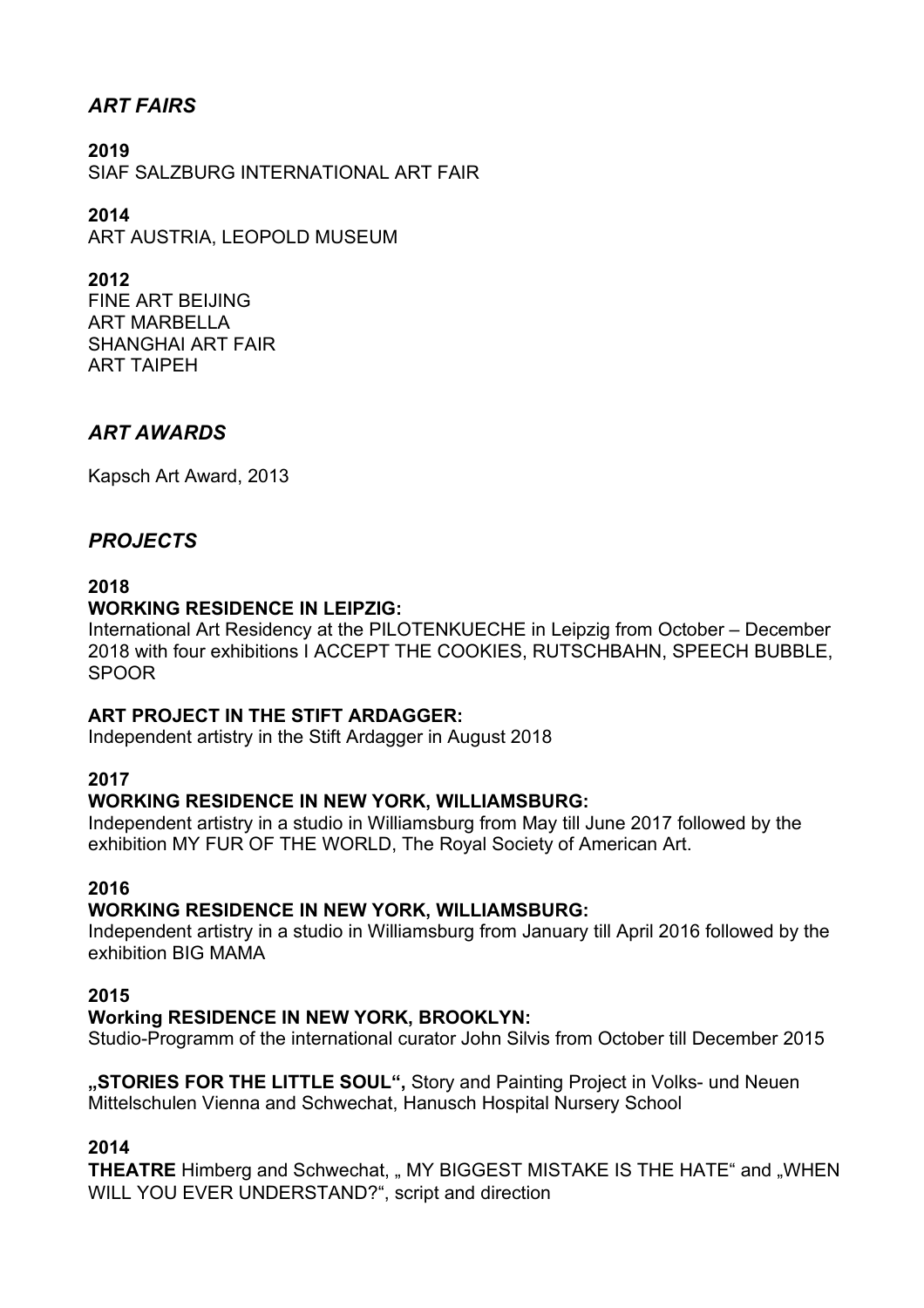## *ART FAIRS*

**2019**
SIAF SALZBURG INTERNATIONAL ART FAIR

**2014**
ART AUSTRIA, LEOPOLD MUSEUM

**2012**
FINE ART BEIJING
ART MARBELLA
SHANGHAI ART FAIR
ART TAIPEH

## *ART AWARDS*

Kapsch Art Award, 2013

## *PROJECTS*

**2018**
**WORKING RESIDENCE IN LEIPZIG:**
International Art Residency at the PILOTENKUECHE in Leipzig from October – December 2018 with four exhibitions I ACCEPT THE COOKIES, RUTSCHBAHN, SPEECH BUBBLE, SPOOR

**ART PROJECT IN THE STIFT ARDAGGER:**
Independent artistry in the Stift Ardagger in August 2018

**2017**
**WORKING RESIDENCE IN NEW YORK, WILLIAMSBURG:**
Independent artistry in a studio in Williamsburg from May till June 2017 followed by the exhibition MY FUR OF THE WORLD, The Royal Society of American Art.

**2016**
**WORKING RESIDENCE IN NEW YORK, WILLIAMSBURG:**
Independent artistry in a studio in Williamsburg from January till April 2016 followed by the exhibition BIG MAMA

**2015**
**Working RESIDENCE IN NEW YORK, BROOKLYN:**
Studio-Programm of the international curator John Silvis from October till December 2015

**„STORIES FOR THE LITTLE SOUL“,** Story and Painting Project in Volks- und Neuen Mittelschulen Vienna and Schwechat, Hanusch Hospital Nursery School

**2014**
**THEATRE** Himberg and Schwechat, „ MY BIGGEST MISTAKE IS THE HATE“ and „WHEN WILL YOU EVER UNDERSTAND?“, script and direction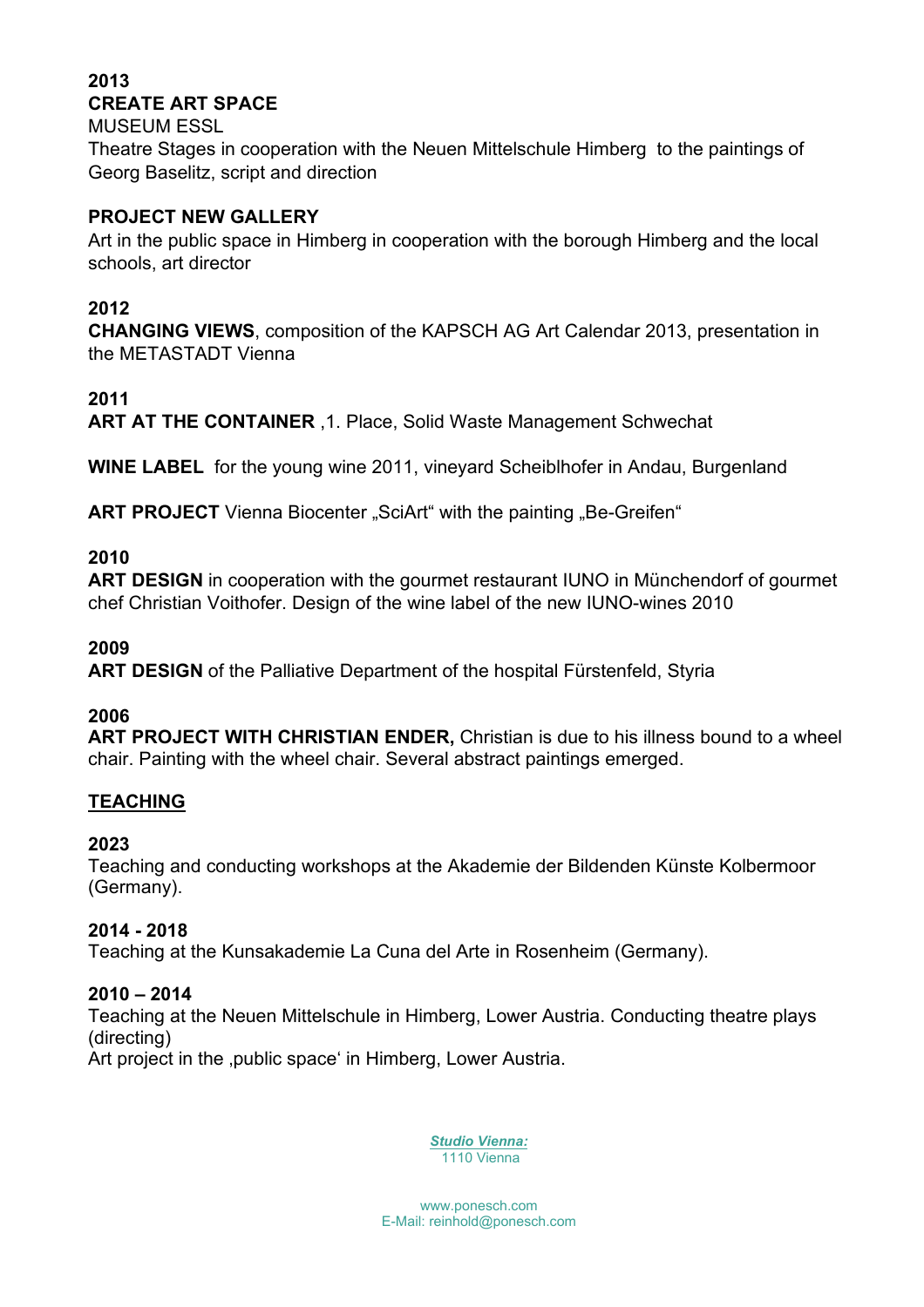**2013**
**CREATE ART SPACE**
MUSEUM ESSL
Theatre Stages in cooperation with the Neuen Mittelschule Himberg to the paintings of Georg Baselitz, script and direction

**PROJECT NEW GALLERY**
Art in the public space in Himberg in cooperation with the borough Himberg and the local schools, art director

**2012**
**CHANGING VIEWS**, composition of the KAPSCH AG Art Calendar 2013, presentation in the METASTADT Vienna

**2011**
**ART AT THE CONTAINER** ,1. Place, Solid Waste Management Schwechat

**WINE LABEL** for the young wine 2011, vineyard Scheiblhofer in Andau, Burgenland

**ART PROJECT** Vienna Biocenter „SciArt“ with the painting „Be-Greifen“

**2010**
**ART DESIGN** in cooperation with the gourmet restaurant IUNO in Münchendorf of gourmet chef Christian Voithofer. Design of the wine label of the new IUNO-wines 2010

**2009**
**ART DESIGN** of the Palliative Department of the hospital Fürstenfeld, Styria

**2006**
**ART PROJECT WITH CHRISTIAN ENDER,** Christian is due to his illness bound to a wheel chair. Painting with the wheel chair. Several abstract paintings emerged.

## TEACHING

**2023**
Teaching and conducting workshops at the Akademie der Bildenden Künste Kolbermoor (Germany).

**2014 - 2018**
Teaching at the Kunsakademie La Cuna del Arte in Rosenheim (Germany).

**2010 – 2014**
Teaching at the Neuen Mittelschule in Himberg, Lower Austria. Conducting theatre plays (directing)
Art project in the ‚public space‘ in Himberg, Lower Austria.

***Studio Vienna:***
1110 Vienna

www.ponesch.com
E-Mail: reinhold@ponesch.com